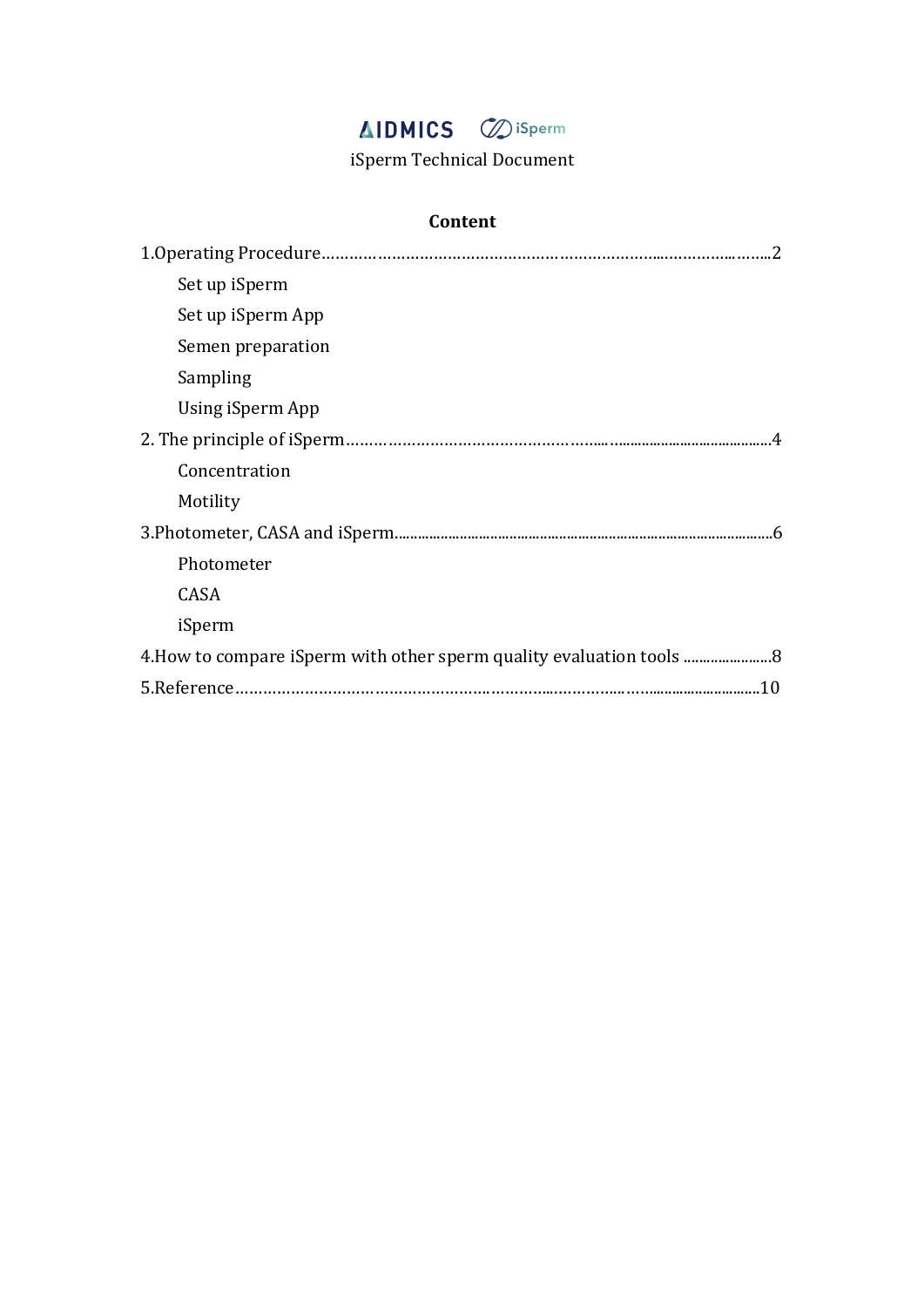AIDMICS iSperm

iSperm Technical Document

**Content**

1.Operating Procedure……………………………………………………………………..2

- Set up iSperm
- Set up iSperm App
- Semen preparation
- Sampling
- Using iSperm App

2. The principle of iSperm……………………………………………………………4

- Concentration
- Motility

3.Photometer, CASA and iSperm……………………………………………………6

- Photometer
- CASA
- iSperm

4.How to compare iSperm with other sperm quality evaluation tools ……………8

5.Reference……………………………………………………………………………10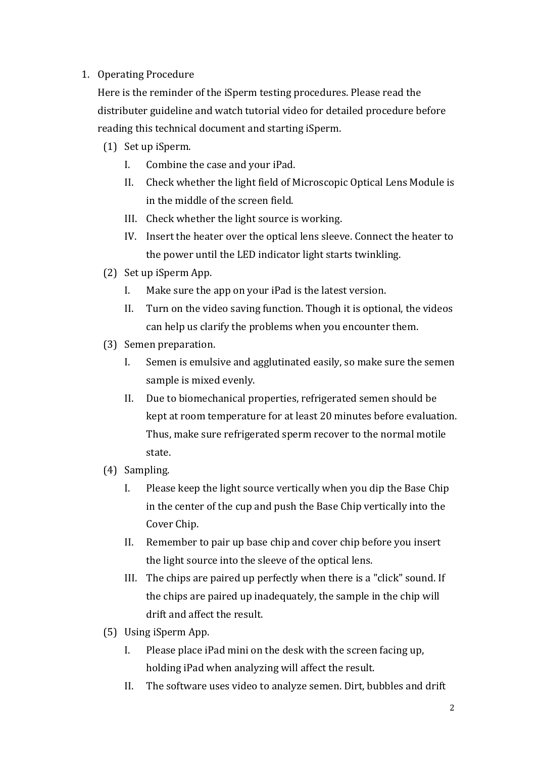1. Operating Procedure

   Here is the reminder of the iSperm testing procedures. Please read the distributer guideline and watch tutorial video for detailed procedure before reading this technical document and starting iSperm.

   (1) Set up iSperm.

      I. Combine the case and your iPad.

      II. Check whether the light field of Microscopic Optical Lens Module is in the middle of the screen field.

      III. Check whether the light source is working.

      IV. Insert the heater over the optical lens sleeve. Connect the heater to the power until the LED indicator light starts twinkling.

   (2) Set up iSperm App.

      I. Make sure the app on your iPad is the latest version.

      II. Turn on the video saving function. Though it is optional, the videos can help us clarify the problems when you encounter them.

   (3) Semen preparation.

      I. Semen is emulsive and agglutinated easily, so make sure the semen sample is mixed evenly.

      II. Due to biomechanical properties, refrigerated semen should be kept at room temperature for at least 20 minutes before evaluation. Thus, make sure refrigerated sperm recover to the normal motile state.

   (4) Sampling.

      I. Please keep the light source vertically when you dip the Base Chip in the center of the cup and push the Base Chip vertically into the Cover Chip.

      II. Remember to pair up base chip and cover chip before you insert the light source into the sleeve of the optical lens.

      III. The chips are paired up perfectly when there is a "click" sound. If the chips are paired up inadequately, the sample in the chip will drift and affect the result.

   (5) Using iSperm App.

      I. Please place iPad mini on the desk with the screen facing up, holding iPad when analyzing will affect the result.

      II. The software uses video to analyze semen. Dirt, bubbles and drift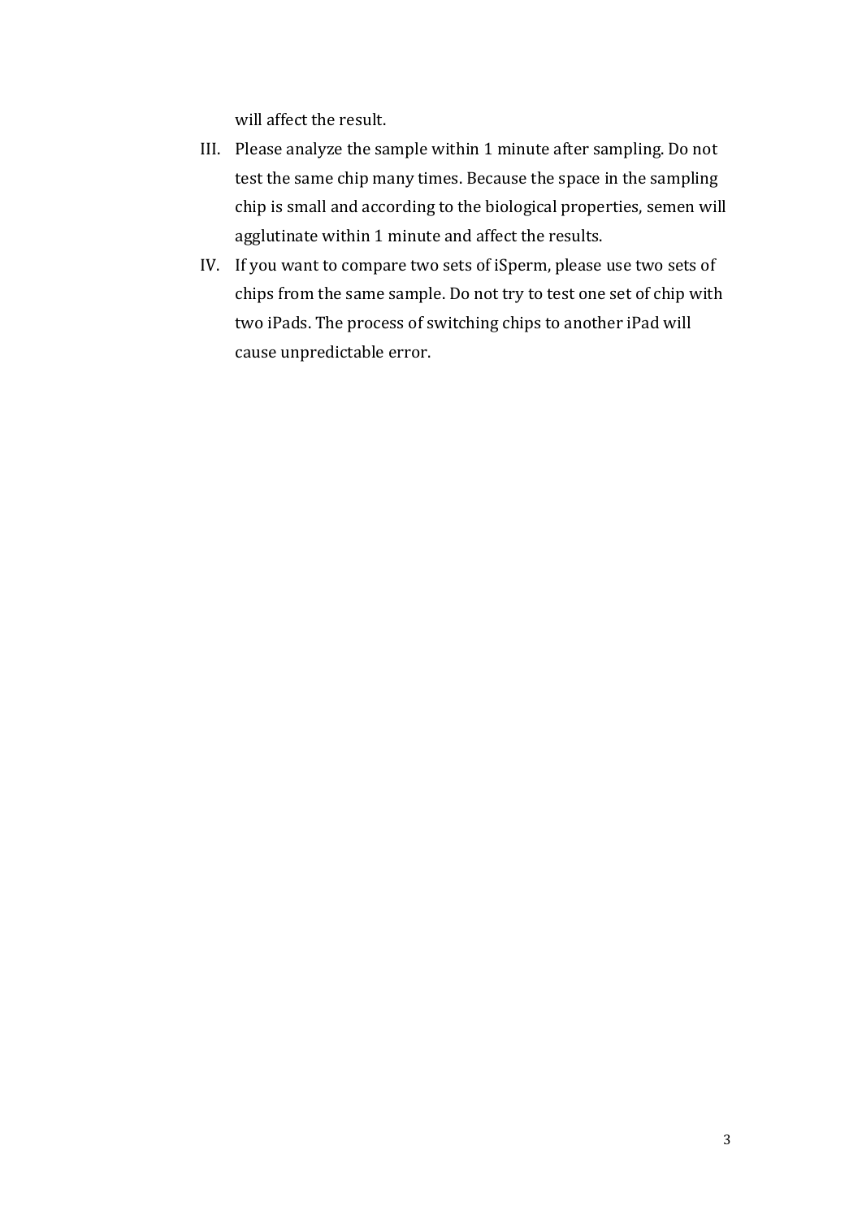will affect the result.

III. Please analyze the sample within 1 minute after sampling. Do not test the same chip many times. Because the space in the sampling chip is small and according to the biological properties, semen will agglutinate within 1 minute and affect the results.

IV. If you want to compare two sets of iSperm, please use two sets of chips from the same sample. Do not try to test one set of chip with two iPads. The process of switching chips to another iPad will cause unpredictable error.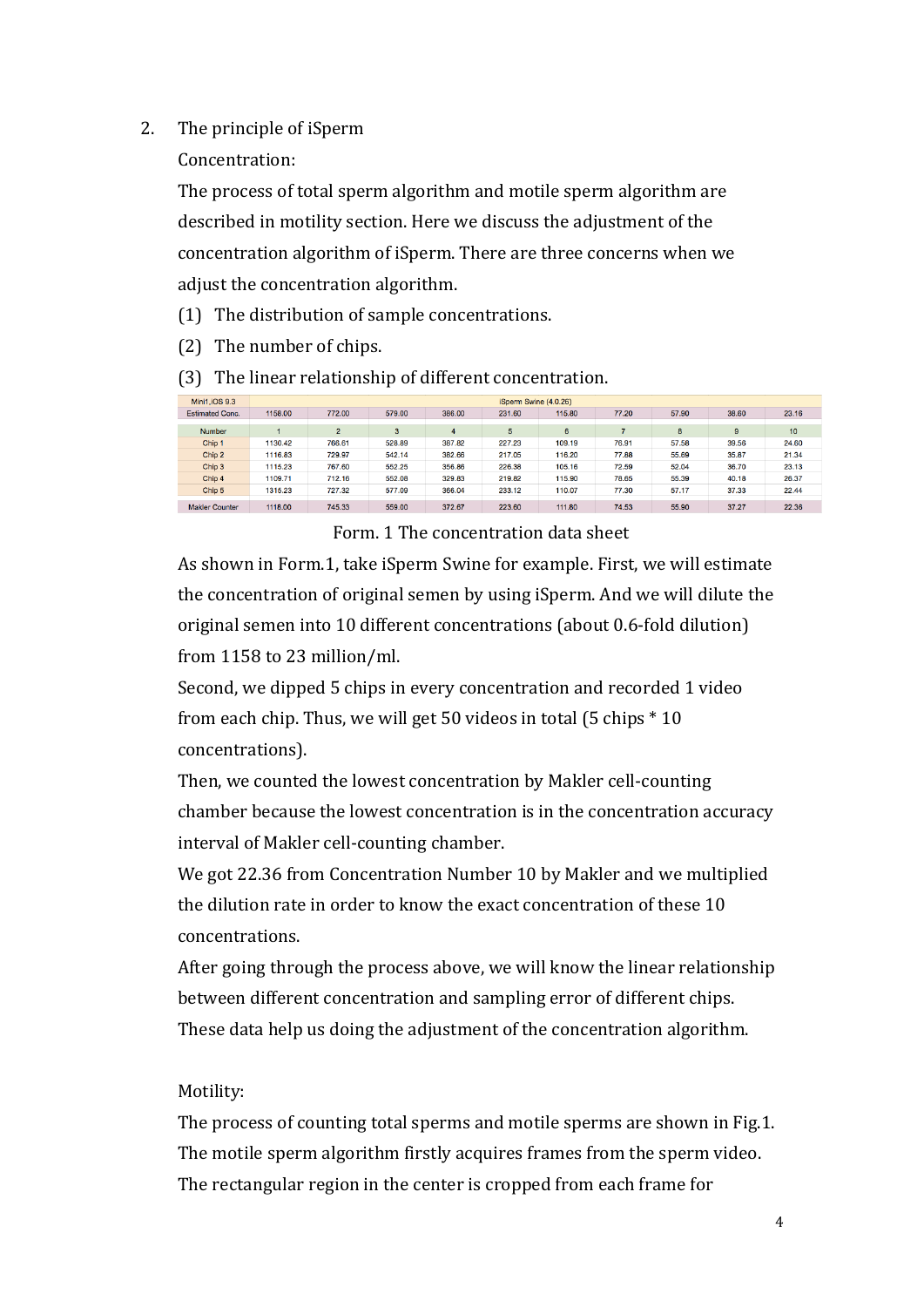2. The principle of iSperm

Concentration:

The process of total sperm algorithm and motile sperm algorithm are described in motility section. Here we discuss the adjustment of the concentration algorithm of iSperm. There are three concerns when we adjust the concentration algorithm.

(1) The distribution of sample concentrations.

(2) The number of chips.

(3) The linear relationship of different concentration.

| Mini1,iOS 9.3 | iSperm Swine (4.0.26) | | | | | | | | | |
|---|---|---|---|---|---|---|---|---|---|---|
| Estimated Conc. | 1158.00 | 772.00 | 579.00 | 386.00 | 231.60 | 115.80 | 77.20 | 57.90 | 38.60 | 23.16 |
| Number | 1 | 2 | 3 | 4 | 5 | 6 | 7 | 8 | 9 | 10 |
| Chip 1 | 1130.42 | 766.61 | 528.89 | 387.82 | 227.23 | 109.19 | 76.91 | 57.58 | 39.56 | 24.60 |
| Chip 2 | 1116.83 | 729.97 | 542.14 | 382.66 | 217.05 | 116.20 | 77.88 | 55.69 | 35.87 | 21.34 |
| Chip 3 | 1115.23 | 767.60 | 552.25 | 356.86 | 226.38 | 105.16 | 72.59 | 52.04 | 36.70 | 23.13 |
| Chip 4 | 1109.71 | 712.16 | 552.08 | 329.83 | 219.82 | 115.90 | 78.65 | 55.39 | 40.18 | 26.37 |
| Chip 5 | 1315.23 | 727.32 | 577.09 | 366.04 | 233.12 | 110.07 | 77.30 | 57.17 | 37.33 | 22.44 |
| Makler Counter | 1118.00 | 745.33 | 559.00 | 372.67 | 223.60 | 111.80 | 74.53 | 55.90 | 37.27 | 22.36 |

Form. 1 The concentration data sheet

As shown in Form.1, take iSperm Swine for example. First, we will estimate the concentration of original semen by using iSperm. And we will dilute the original semen into 10 different concentrations (about 0.6-fold dilution) from 1158 to 23 million/ml.

Second, we dipped 5 chips in every concentration and recorded 1 video from each chip. Thus, we will get 50 videos in total (5 chips * 10 concentrations).

Then, we counted the lowest concentration by Makler cell-counting chamber because the lowest concentration is in the concentration accuracy interval of Makler cell-counting chamber.

We got 22.36 from Concentration Number 10 by Makler and we multiplied the dilution rate in order to know the exact concentration of these 10 concentrations.

After going through the process above, we will know the linear relationship between different concentration and sampling error of different chips. These data help us doing the adjustment of the concentration algorithm.

Motility:

The process of counting total sperms and motile sperms are shown in Fig.1. The motile sperm algorithm firstly acquires frames from the sperm video. The rectangular region in the center is cropped from each frame for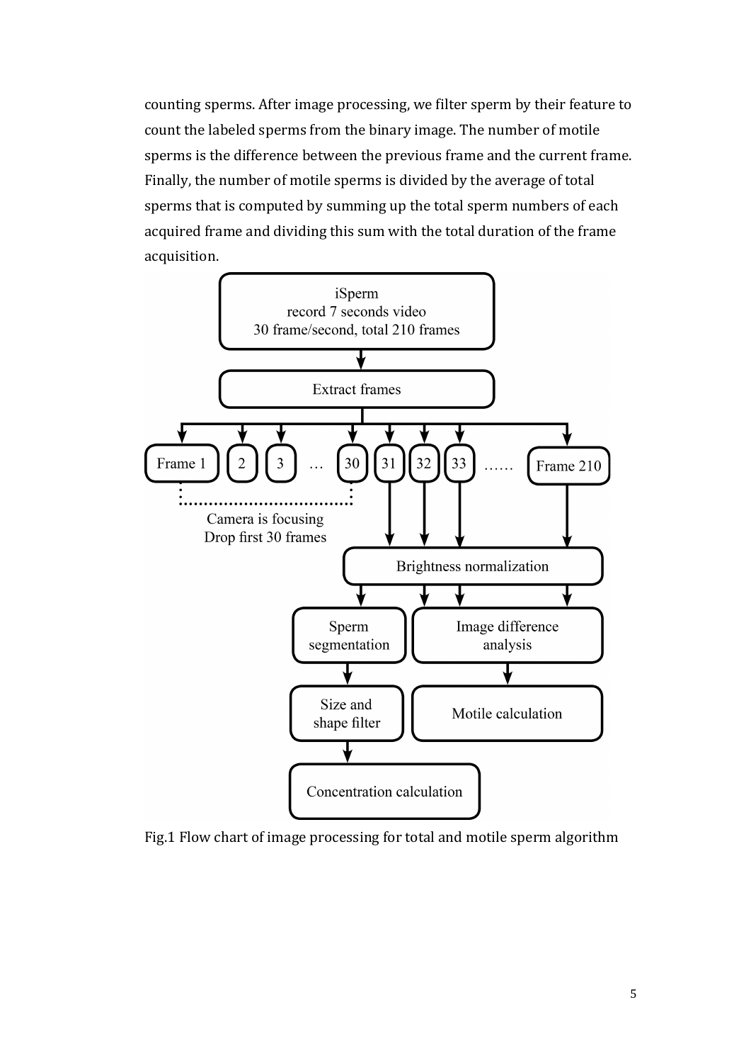counting sperms. After image processing, we filter sperm by their feature to count the labeled sperms from the binary image. The number of motile sperms is the difference between the previous frame and the current frame. Finally, the number of motile sperms is divided by the average of total sperms that is computed by summing up the total sperm numbers of each acquired frame and dividing this sum with the total duration of the frame acquisition.

Fig.1 Flow chart of image processing for total and motile sperm algorithm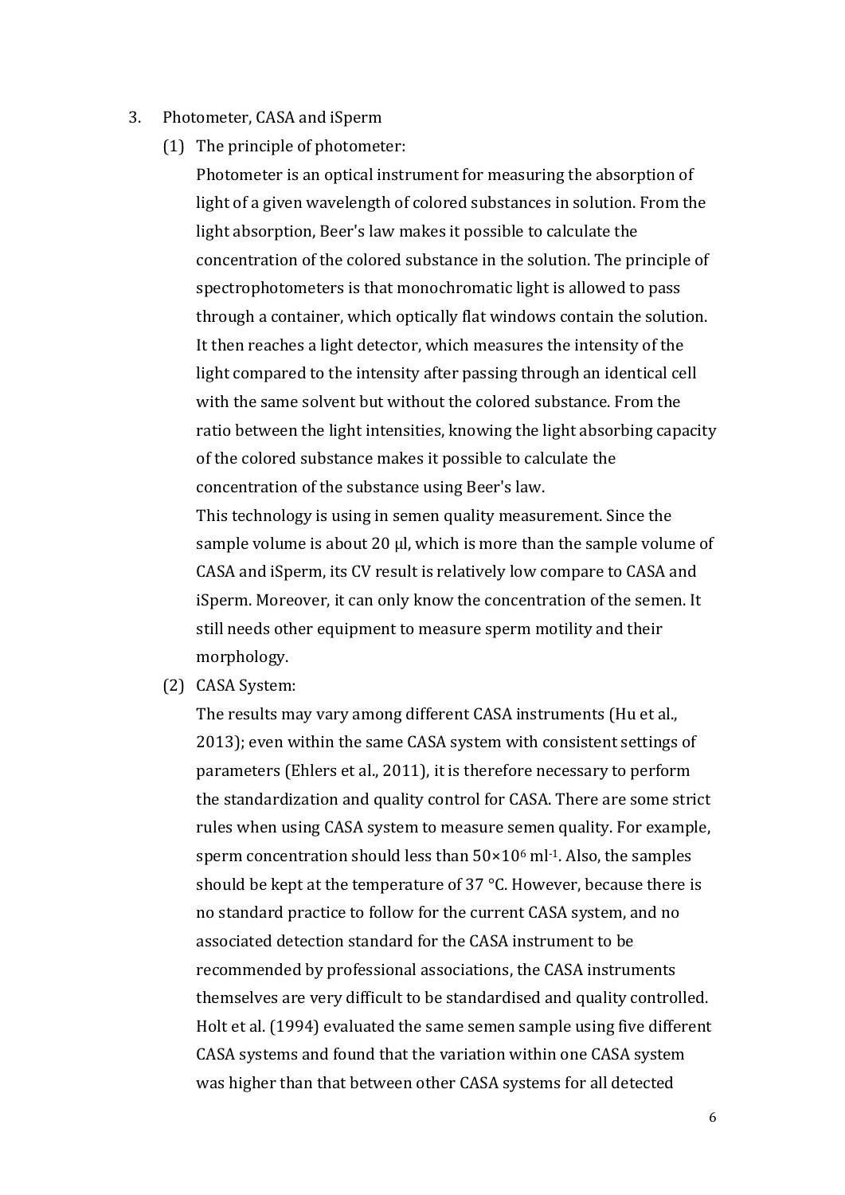3. Photometer, CASA and iSperm

   (1) The principle of photometer:

   Photometer is an optical instrument for measuring the absorption of light of a given wavelength of colored substances in solution. From the light absorption, Beer's law makes it possible to calculate the concentration of the colored substance in the solution. The principle of spectrophotometers is that monochromatic light is allowed to pass through a container, which optically flat windows contain the solution. It then reaches a light detector, which measures the intensity of the light compared to the intensity after passing through an identical cell with the same solvent but without the colored substance. From the ratio between the light intensities, knowing the light absorbing capacity of the colored substance makes it possible to calculate the concentration of the substance using Beer's law.

   This technology is using in semen quality measurement. Since the sample volume is about 20 μl, which is more than the sample volume of CASA and iSperm, its CV result is relatively low compare to CASA and iSperm. Moreover, it can only know the concentration of the semen. It still needs other equipment to measure sperm motility and their morphology.

   (2) CASA System:

   The results may vary among different CASA instruments (Hu et al., 2013); even within the same CASA system with consistent settings of parameters (Ehlers et al., 2011), it is therefore necessary to perform the standardization and quality control for CASA. There are some strict rules when using CASA system to measure semen quality. For example, sperm concentration should less than $50 \times 10^6$ $ml^{-1}$. Also, the samples should be kept at the temperature of 37 °C. However, because there is no standard practice to follow for the current CASA system, and no associated detection standard for the CASA instrument to be recommended by professional associations, the CASA instruments themselves are very difficult to be standardised and quality controlled. Holt et al. (1994) evaluated the same semen sample using five different CASA systems and found that the variation within one CASA system was higher than that between other CASA systems for all detected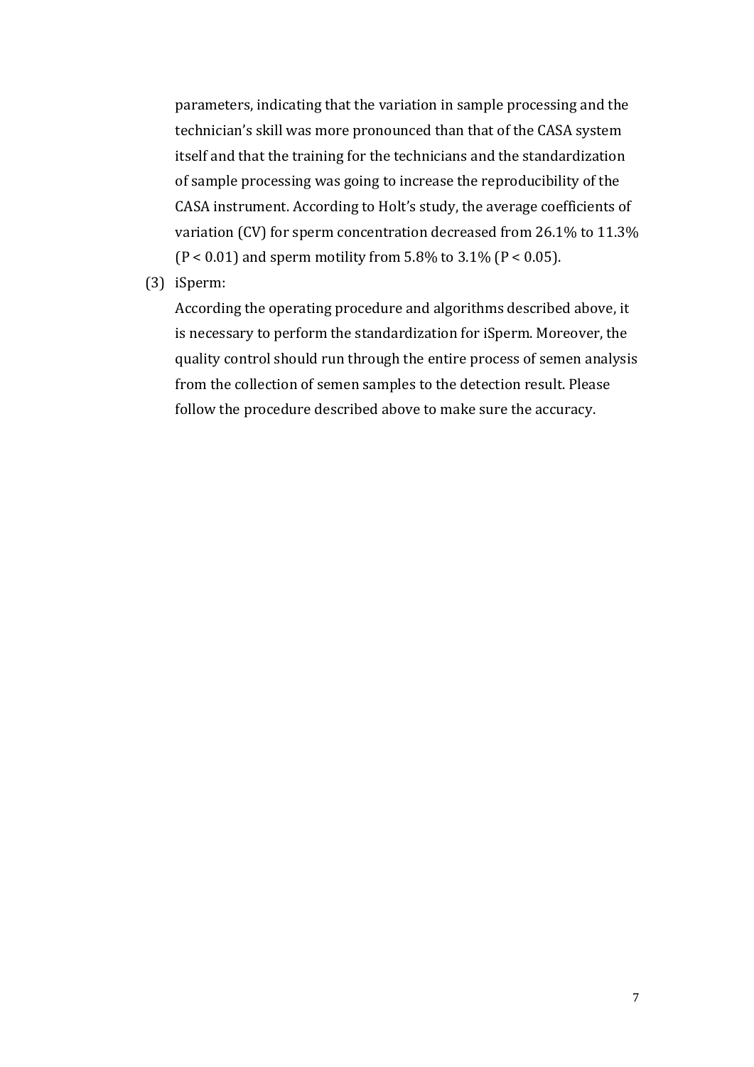parameters, indicating that the variation in sample processing and the technician's skill was more pronounced than that of the CASA system itself and that the training for the technicians and the standardization of sample processing was going to increase the reproducibility of the CASA instrument. According to Holt's study, the average coefficients of variation (CV) for sperm concentration decreased from 26.1% to 11.3% ($P < 0.01$) and sperm motility from 5.8% to 3.1% ($P < 0.05$).

(3) iSperm:

According the operating procedure and algorithms described above, it is necessary to perform the standardization for iSperm. Moreover, the quality control should run through the entire process of semen analysis from the collection of semen samples to the detection result. Please follow the procedure described above to make sure the accuracy.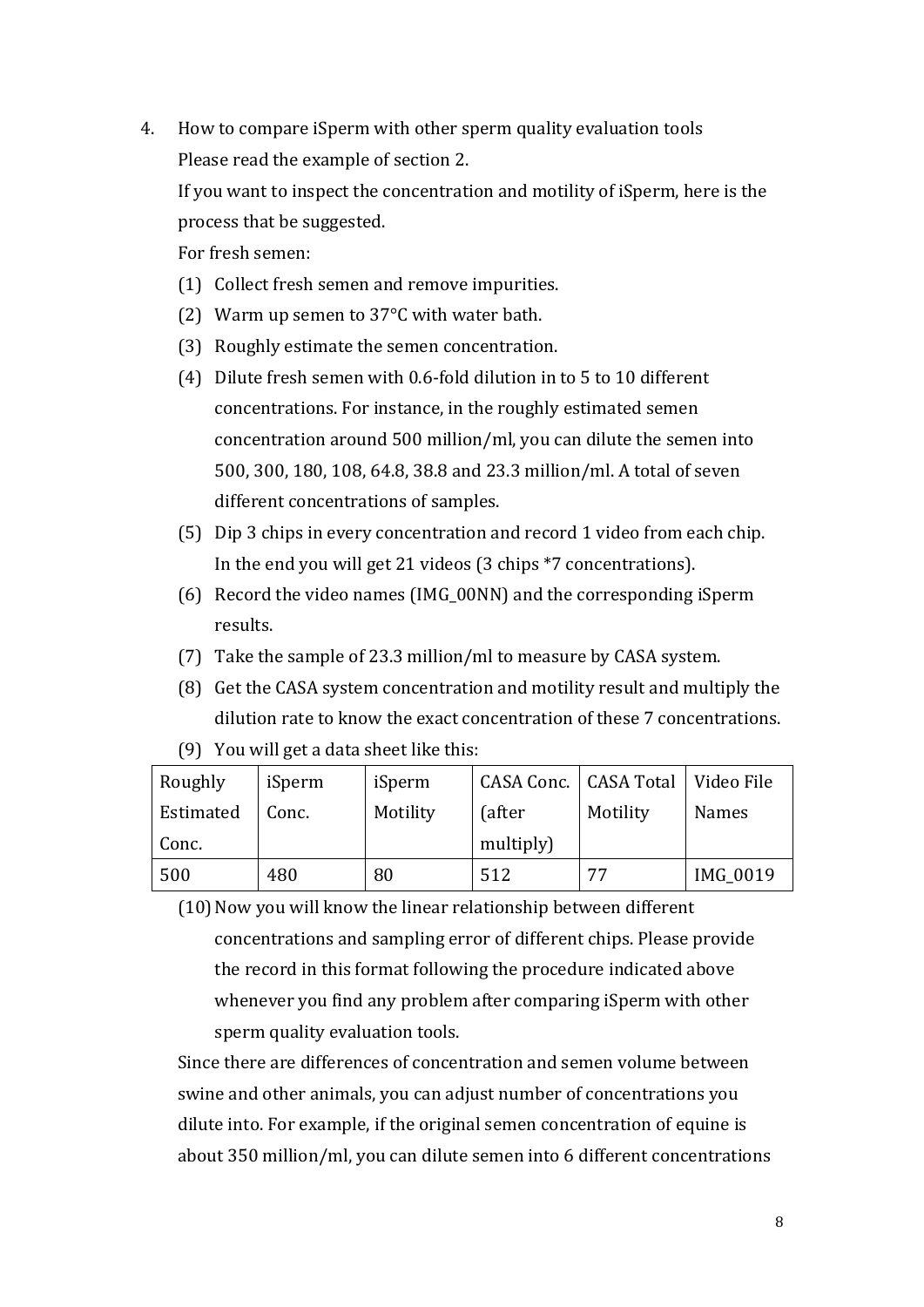4. How to compare iSperm with other sperm quality evaluation tools

   Please read the example of section 2.

   If you want to inspect the concentration and motility of iSperm, here is the process that be suggested.

   For fresh semen:

   (1) Collect fresh semen and remove impurities.

   (2) Warm up semen to 37°C with water bath.

   (3) Roughly estimate the semen concentration.

   (4) Dilute fresh semen with 0.6-fold dilution in to 5 to 10 different concentrations. For instance, in the roughly estimated semen concentration around 500 million/ml, you can dilute the semen into 500, 300, 180, 108, 64.8, 38.8 and 23.3 million/ml. A total of seven different concentrations of samples.

   (5) Dip 3 chips in every concentration and record 1 video from each chip. In the end you will get 21 videos (3 chips *7 concentrations).

   (6) Record the video names (IMG_00NN) and the corresponding iSperm results.

   (7) Take the sample of 23.3 million/ml to measure by CASA system.

   (8) Get the CASA system concentration and motility result and multiply the dilution rate to know the exact concentration of these 7 concentrations.

   (9) You will get a data sheet like this:

| Roughly Estimated Conc. | iSperm Conc. | iSperm Motility | CASA Conc. (after multiply) | CASA Total Motility | Video File Names |
|---|---|---|---|---|---|
| 500 | 480 | 80 | 512 | 77 | IMG_0019 |

   (10) Now you will know the linear relationship between different concentrations and sampling error of different chips. Please provide the record in this format following the procedure indicated above whenever you find any problem after comparing iSperm with other sperm quality evaluation tools.

   Since there are differences of concentration and semen volume between swine and other animals, you can adjust number of concentrations you dilute into. For example, if the original semen concentration of equine is about 350 million/ml, you can dilute semen into 6 different concentrations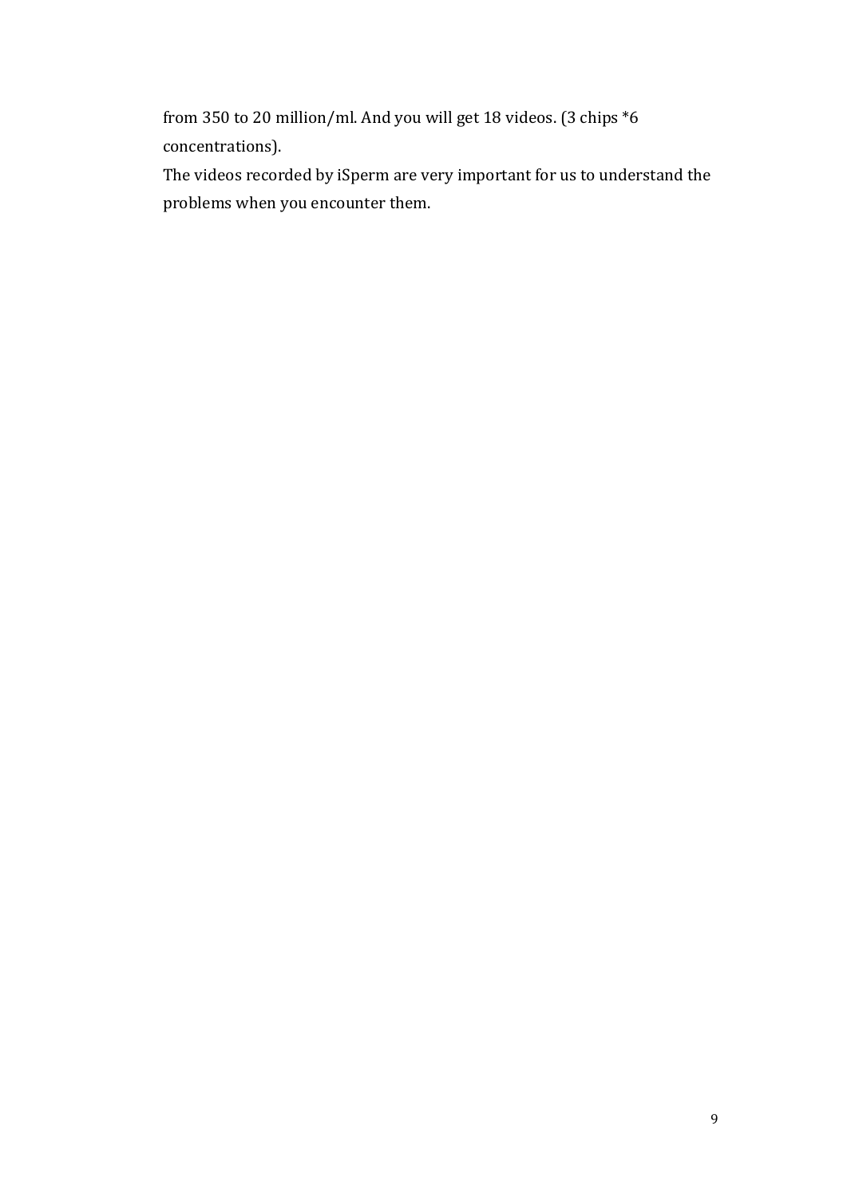from 350 to 20 million/ml. And you will get 18 videos. (3 chips *6 concentrations).

The videos recorded by iSperm are very important for us to understand the problems when you encounter them.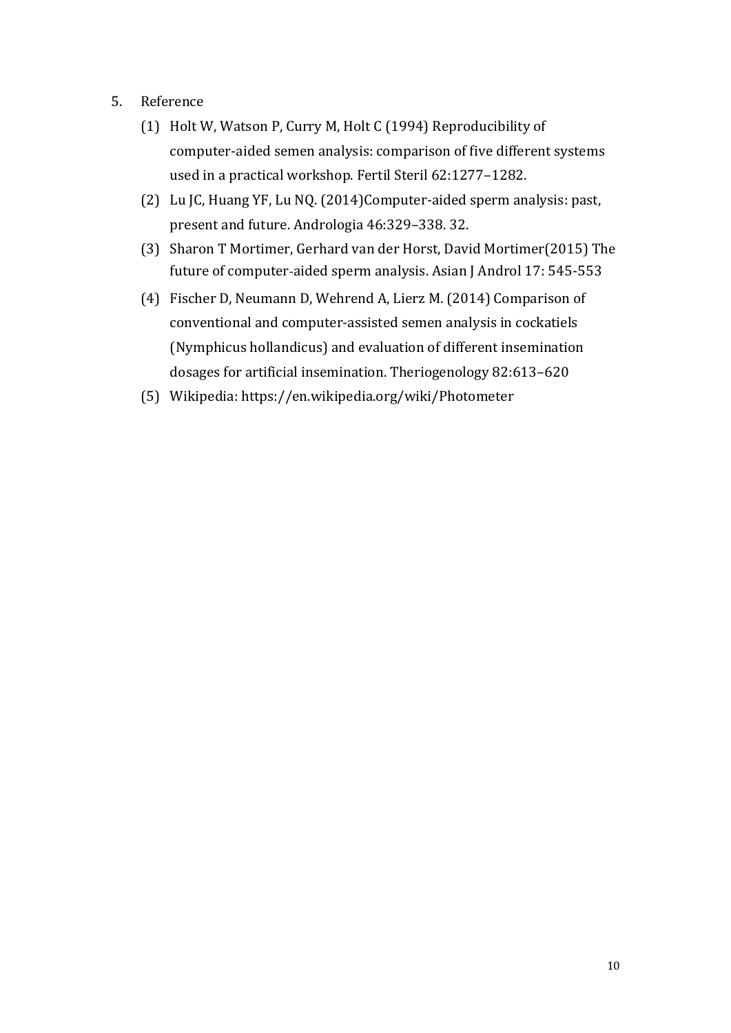## 5. Reference

(1) Holt W, Watson P, Curry M, Holt C (1994) Reproducibility of computer-aided semen analysis: comparison of five different systems used in a practical workshop. Fertil Steril 62:1277–1282.

(2) Lu JC, Huang YF, Lu NQ. (2014)Computer-aided sperm analysis: past, present and future. Andrologia 46:329–338. 32.

(3) Sharon T Mortimer, Gerhard van der Horst, David Mortimer(2015) The future of computer-aided sperm analysis. Asian J Androl 17: 545-553

(4) Fischer D, Neumann D, Wehrend A, Lierz M. (2014) Comparison of conventional and computer-assisted semen analysis in cockatiels (Nymphicus hollandicus) and evaluation of different insemination dosages for artificial insemination. Theriogenology 82:613–620

(5) Wikipedia: https://en.wikipedia.org/wiki/Photometer